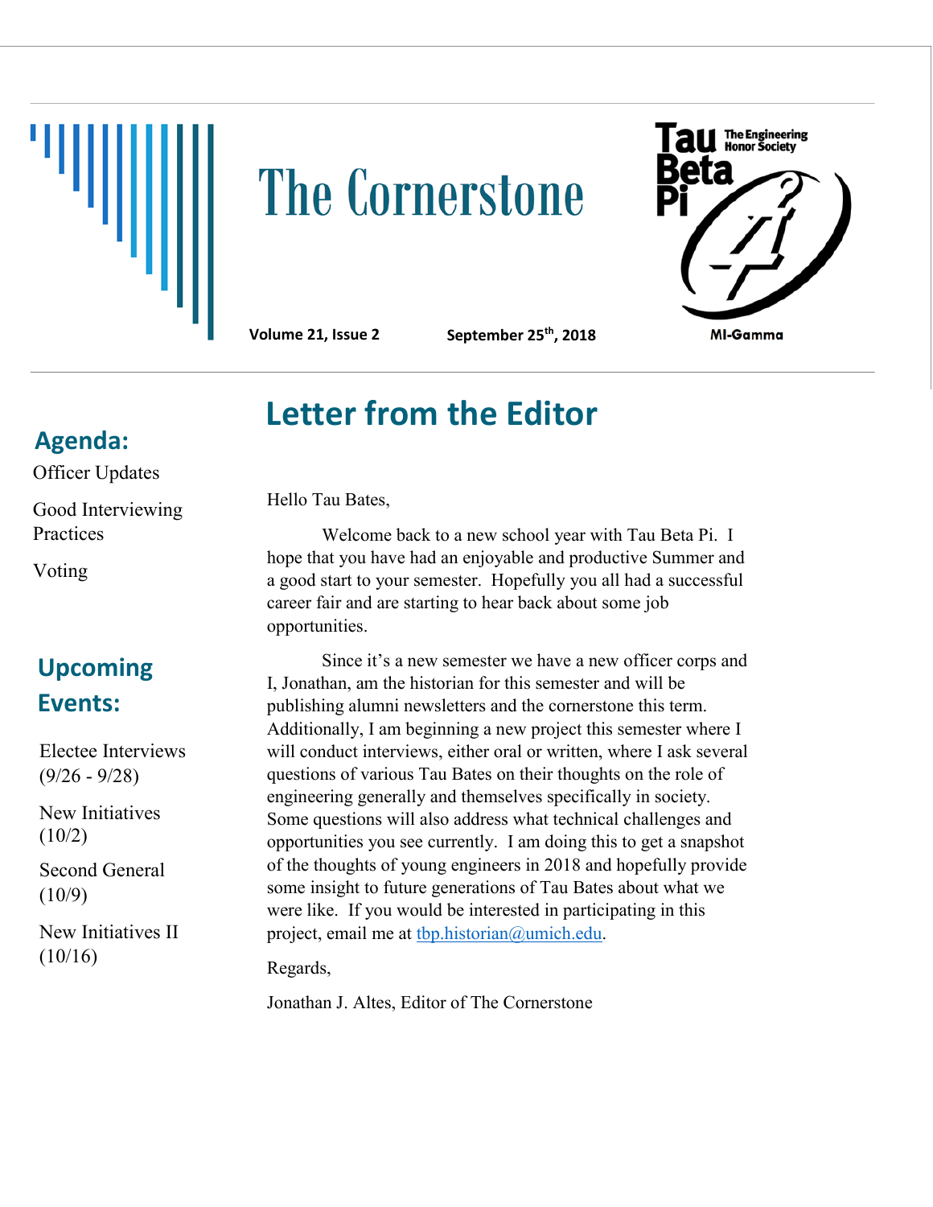# The Cornerstone

**Volume 21, Issue 2** **September 25th, 2018**

Tau Beta Pi — The Engineering Honor Society

MI-Gamma

## Agenda:

Officer Updates

Good Interviewing Practices

Voting

## Upcoming Events:

Electee Interviews (9/26 - 9/28)

New Initiatives (10/2)

Second General (10/9)

New Initiatives II (10/16)

## Letter from the Editor

Hello Tau Bates,

Welcome back to a new school year with Tau Beta Pi. I hope that you have had an enjoyable and productive Summer and a good start to your semester. Hopefully you all had a successful career fair and are starting to hear back about some job opportunities.

Since it's a new semester we have a new officer corps and I, Jonathan, am the historian for this semester and will be publishing alumni newsletters and the cornerstone this term. Additionally, I am beginning a new project this semester where I will conduct interviews, either oral or written, where I ask several questions of various Tau Bates on their thoughts on the role of engineering generally and themselves specifically in society. Some questions will also address what technical challenges and opportunities you see currently. I am doing this to get a snapshot of the thoughts of young engineers in 2018 and hopefully provide some insight to future generations of Tau Bates about what we were like. If you would be interested in participating in this project, email me at tbp.historian@umich.edu.

Regards,

Jonathan J. Altes, Editor of The Cornerstone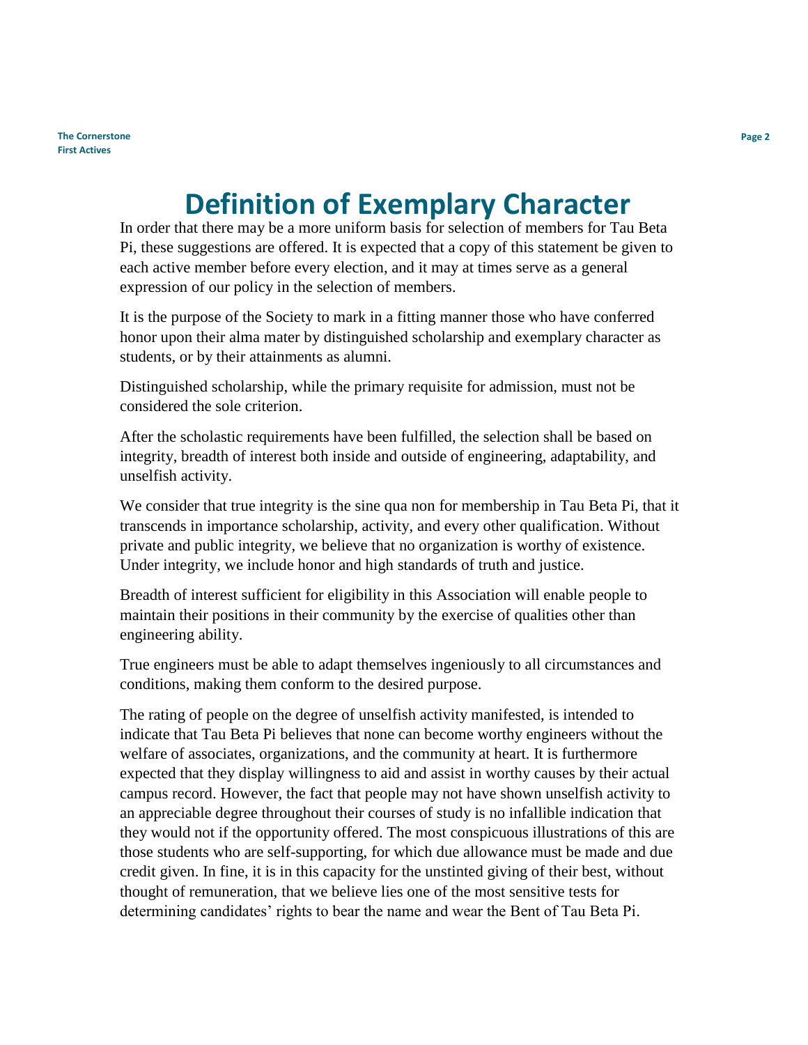# Definition of Exemplary Character

In order that there may be a more uniform basis for selection of members for Tau Beta Pi, these suggestions are offered. It is expected that a copy of this statement be given to each active member before every election, and it may at times serve as a general expression of our policy in the selection of members.

It is the purpose of the Society to mark in a fitting manner those who have conferred honor upon their alma mater by distinguished scholarship and exemplary character as students, or by their attainments as alumni.

Distinguished scholarship, while the primary requisite for admission, must not be considered the sole criterion.

After the scholastic requirements have been fulfilled, the selection shall be based on integrity, breadth of interest both inside and outside of engineering, adaptability, and unselfish activity.

We consider that true integrity is the sine qua non for membership in Tau Beta Pi, that it transcends in importance scholarship, activity, and every other qualification. Without private and public integrity, we believe that no organization is worthy of existence. Under integrity, we include honor and high standards of truth and justice.

Breadth of interest sufficient for eligibility in this Association will enable people to maintain their positions in their community by the exercise of qualities other than engineering ability.

True engineers must be able to adapt themselves ingeniously to all circumstances and conditions, making them conform to the desired purpose.

The rating of people on the degree of unselfish activity manifested, is intended to indicate that Tau Beta Pi believes that none can become worthy engineers without the welfare of associates, organizations, and the community at heart. It is furthermore expected that they display willingness to aid and assist in worthy causes by their actual campus record. However, the fact that people may not have shown unselfish activity to an appreciable degree throughout their courses of study is no infallible indication that they would not if the opportunity offered. The most conspicuous illustrations of this are those students who are self-supporting, for which due allowance must be made and due credit given. In fine, it is in this capacity for the unstinted giving of their best, without thought of remuneration, that we believe lies one of the most sensitive tests for determining candidates' rights to bear the name and wear the Bent of Tau Beta Pi.